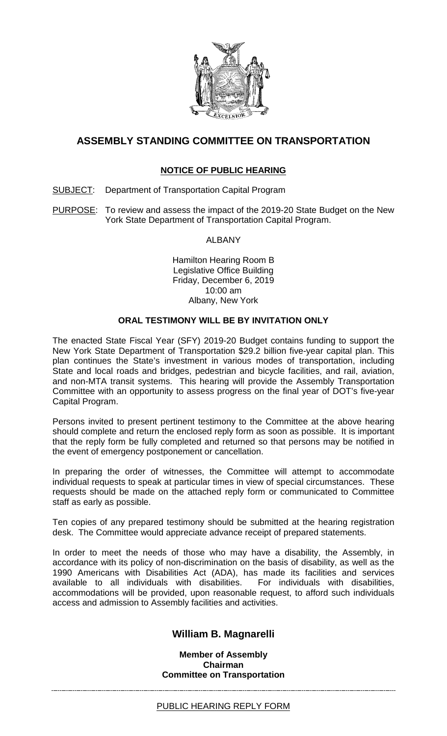# ASSEMBLY STANDING COMMITTEE ON TRANSPORTATION

## NOTICE OF PUBLIC HEARING

SUBJECT: Department of Transportation Capital Program

PURPOSE: To review and assess the impact of the 2019-20 State Budget on the New York State Department of Transportation Capital Program.

ALBANY

Hamilton Hearing Room B
Legislative Office Building
Friday, December 6, 2019
10:00 am
Albany, New York

**ORAL TESTIMONY WILL BE BY INVITATION ONLY**

The enacted State Fiscal Year (SFY) 2019-20 Budget contains funding to support the New York State Department of Transportation $29.2 billion five-year capital plan. This plan continues the State's investment in various modes of transportation, including State and local roads and bridges, pedestrian and bicycle facilities, and rail, aviation, and non-MTA transit systems. This hearing will provide the Assembly Transportation Committee with an opportunity to assess progress on the final year of DOT's five-year Capital Program.

Persons invited to present pertinent testimony to the Committee at the above hearing should complete and return the enclosed reply form as soon as possible. It is important that the reply form be fully completed and returned so that persons may be notified in the event of emergency postponement or cancellation.

In preparing the order of witnesses, the Committee will attempt to accommodate individual requests to speak at particular times in view of special circumstances. These requests should be made on the attached reply form or communicated to Committee staff as early as possible.

Ten copies of any prepared testimony should be submitted at the hearing registration desk. The Committee would appreciate advance receipt of prepared statements.

In order to meet the needs of those who may have a disability, the Assembly, in accordance with its policy of non-discrimination on the basis of disability, as well as the 1990 Americans with Disabilities Act (ADA), has made its facilities and services available to all individuals with disabilities. For individuals with disabilities, accommodations will be provided, upon reasonable request, to afford such individuals access and admission to Assembly facilities and activities.

**William B. Magnarelli**

**Member of Assembly**
**Chairman**
**Committee on Transportation**

---

PUBLIC HEARING REPLY FORM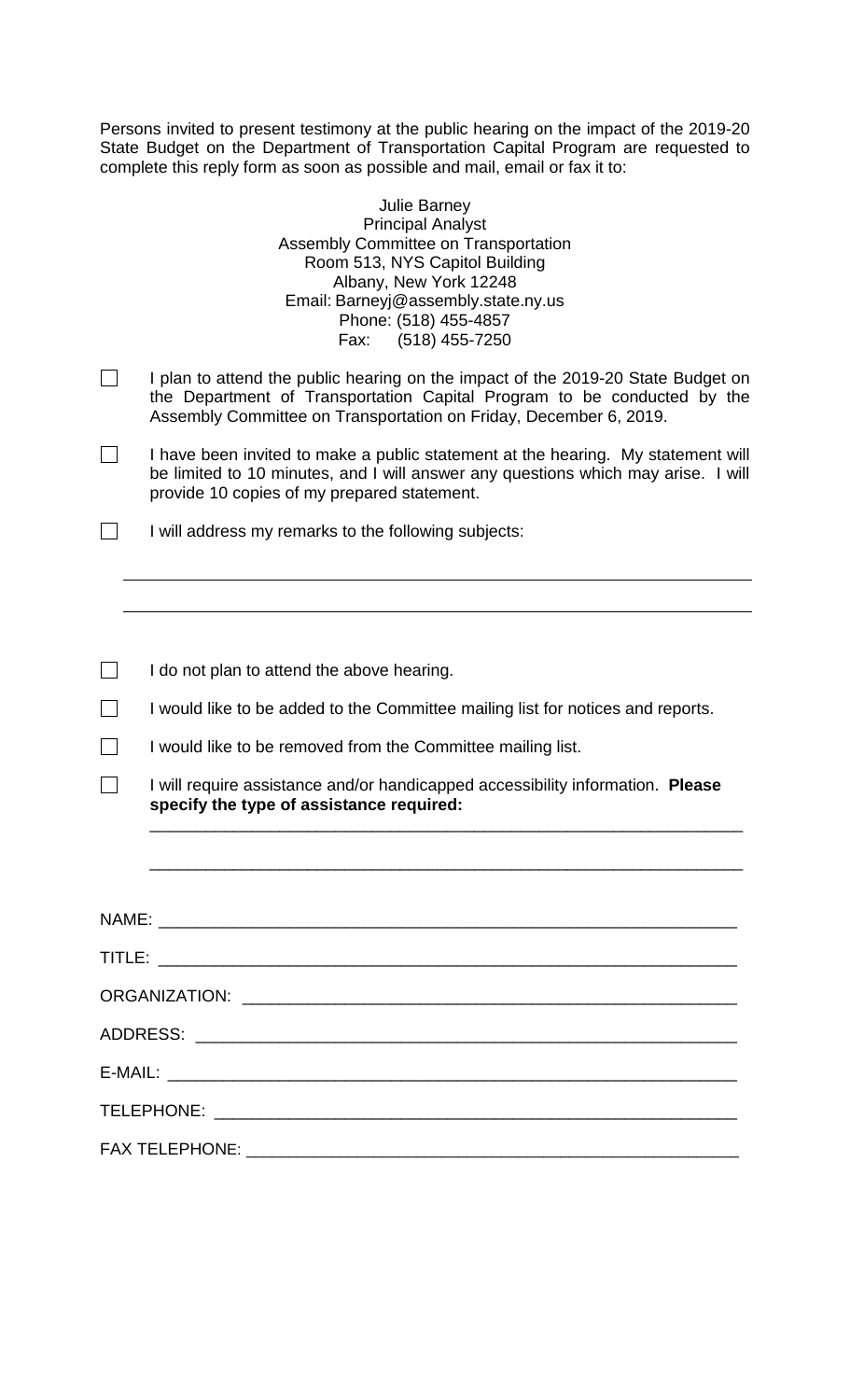Persons invited to present testimony at the public hearing on the impact of the 2019-20 State Budget on the Department of Transportation Capital Program are requested to complete this reply form as soon as possible and mail, email or fax it to:

Julie Barney
Principal Analyst
Assembly Committee on Transportation
Room 513, NYS Capitol Building
Albany, New York 12248
Email: Barneyj@assembly.state.ny.us
Phone: (518) 455-4857
Fax: (518) 455-7250

☐ I plan to attend the public hearing on the impact of the 2019-20 State Budget on the Department of Transportation Capital Program to be conducted by the Assembly Committee on Transportation on Friday, December 6, 2019.

☐ I have been invited to make a public statement at the hearing. My statement will be limited to 10 minutes, and I will answer any questions which may arise. I will provide 10 copies of my prepared statement.

☐ I will address my remarks to the following subjects:

______________________________________________________________________

______________________________________________________________________

☐ I do not plan to attend the above hearing.

☐ I would like to be added to the Committee mailing list for notices and reports.

☐ I would like to be removed from the Committee mailing list.

☐ I will require assistance and/or handicapped accessibility information. **Please specify the type of assistance required:**

______________________________________________________________________

______________________________________________________________________

NAME: ________________________________________________________________

TITLE: ________________________________________________________________

ORGANIZATION: _______________________________________________________

ADDRESS: ____________________________________________________________

E-MAIL: ______________________________________________________________

TELEPHONE: __________________________________________________________

FAX TELEPHONE: ______________________________________________________